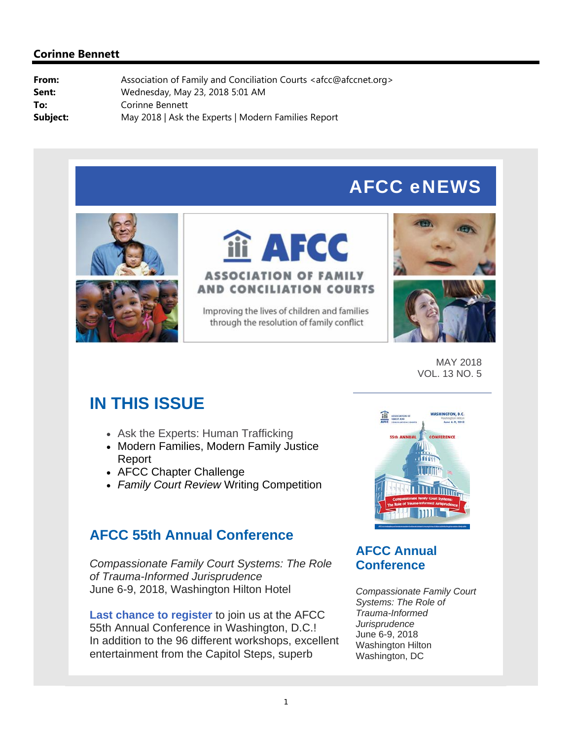**Corinne Bennett**

**From:** Association of Family and Conciliation Courts <afcc@afccnet.org>
**Sent:** Wednesday, May 23, 2018 5:01 AM
**To:** Corinne Bennett
**Subject:** May 2018 | Ask the Experts | Modern Families Report

# AFCC eNEWS

AFCC
ASSOCIATION OF FAMILY AND CONCILIATION COURTS

Improving the lives of children and families through the resolution of family conflict

MAY 2018
VOL. 13 NO. 5

## IN THIS ISSUE

- Ask the Experts: Human Trafficking
- Modern Families, Modern Family Justice Report
- AFCC Chapter Challenge
- *Family Court Review* Writing Competition

## AFCC 55th Annual Conference

*Compassionate Family Court Systems: The Role of Trauma-Informed Jurisprudence*
June 6-9, 2018, Washington Hilton Hotel

**Last chance to register** to join us at the AFCC 55th Annual Conference in Washington, D.C.! In addition to the 96 different workshops, excellent entertainment from the Capitol Steps, superb

## AFCC Annual Conference

*Compassionate Family Court Systems: The Role of Trauma-Informed Jurisprudence*
June 6-9, 2018
Washington Hilton
Washington, DC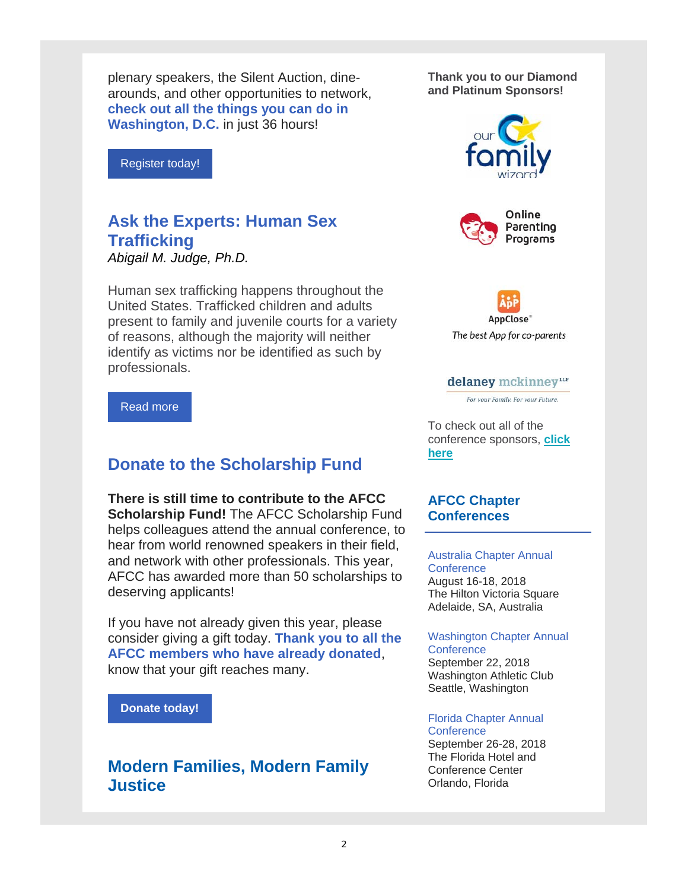plenary speakers, the Silent Auction, dine-arounds, and other opportunities to network, **check out all the things you can do in Washington, D.C.** in just 36 hours!

Register today!

## Ask the Experts: Human Sex Trafficking

*Abigail M. Judge, Ph.D.*

Human sex trafficking happens throughout the United States. Trafficked children and adults present to family and juvenile courts for a variety of reasons, although the majority will neither identify as victims nor be identified as such by professionals.

Read more

## Donate to the Scholarship Fund

**There is still time to contribute to the AFCC Scholarship Fund!** The AFCC Scholarship Fund helps colleagues attend the annual conference, to hear from world renowned speakers in their field, and network with other professionals. This year, AFCC has awarded more than 50 scholarships to deserving applicants!

If you have not already given this year, please consider giving a gift today. **Thank you to all the AFCC members who have already donated**, know that your gift reaches many.

**Donate today!**

## Modern Families, Modern Family Justice

**Thank you to our Diamond and Platinum Sponsors!**

our family wizard

Online Parenting Programs

AppClose
*The best App for co-parents*

delaney mckinney LLP
*For your Family. For your Future.*

To check out all of the conference sponsors, **click here**

## AFCC Chapter Conferences

Australia Chapter Annual Conference
August 16-18, 2018
The Hilton Victoria Square
Adelaide, SA, Australia

Washington Chapter Annual Conference
September 22, 2018
Washington Athletic Club
Seattle, Washington

Florida Chapter Annual Conference
September 26-28, 2018
The Florida Hotel and Conference Center
Orlando, Florida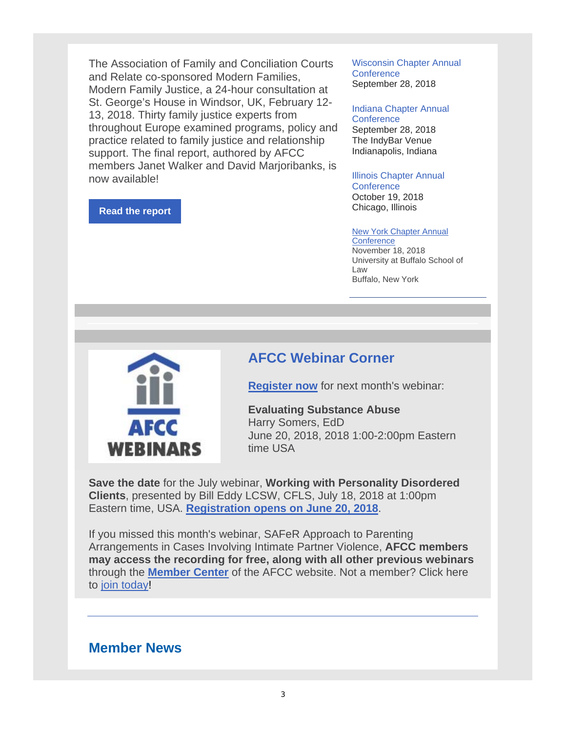The Association of Family and Conciliation Courts and Relate co-sponsored Modern Families, Modern Family Justice, a 24-hour consultation at St. George's House in Windsor, UK, February 12-13, 2018. Thirty family justice experts from throughout Europe examined programs, policy and practice related to family justice and relationship support. The final report, authored by AFCC members Janet Walker and David Marjoribanks, is now available!

**Read the report**

Wisconsin Chapter Annual Conference
September 28, 2018

Indiana Chapter Annual Conference
September 28, 2018
The IndyBar Venue
Indianapolis, Indiana

Illinois Chapter Annual Conference
October 19, 2018
Chicago, Illinois

New York Chapter Annual Conference
November 18, 2018
University at Buffalo School of Law
Buffalo, New York

## AFCC Webinar Corner

**Register now** for next month's webinar:

**Evaluating Substance Abuse**
Harry Somers, EdD
June 20, 2018, 2018 1:00-2:00pm Eastern time USA

**Save the date** for the July webinar, **Working with Personality Disordered Clients**, presented by Bill Eddy LCSW, CFLS, July 18, 2018 at 1:00pm Eastern time, USA. **Registration opens on June 20, 2018**.

If you missed this month's webinar, SAFeR Approach to Parenting Arrangements in Cases Involving Intimate Partner Violence, **AFCC members may access the recording for free, along with all other previous webinars** through the **Member Center** of the AFCC website. Not a member? Click here to join today!

## Member News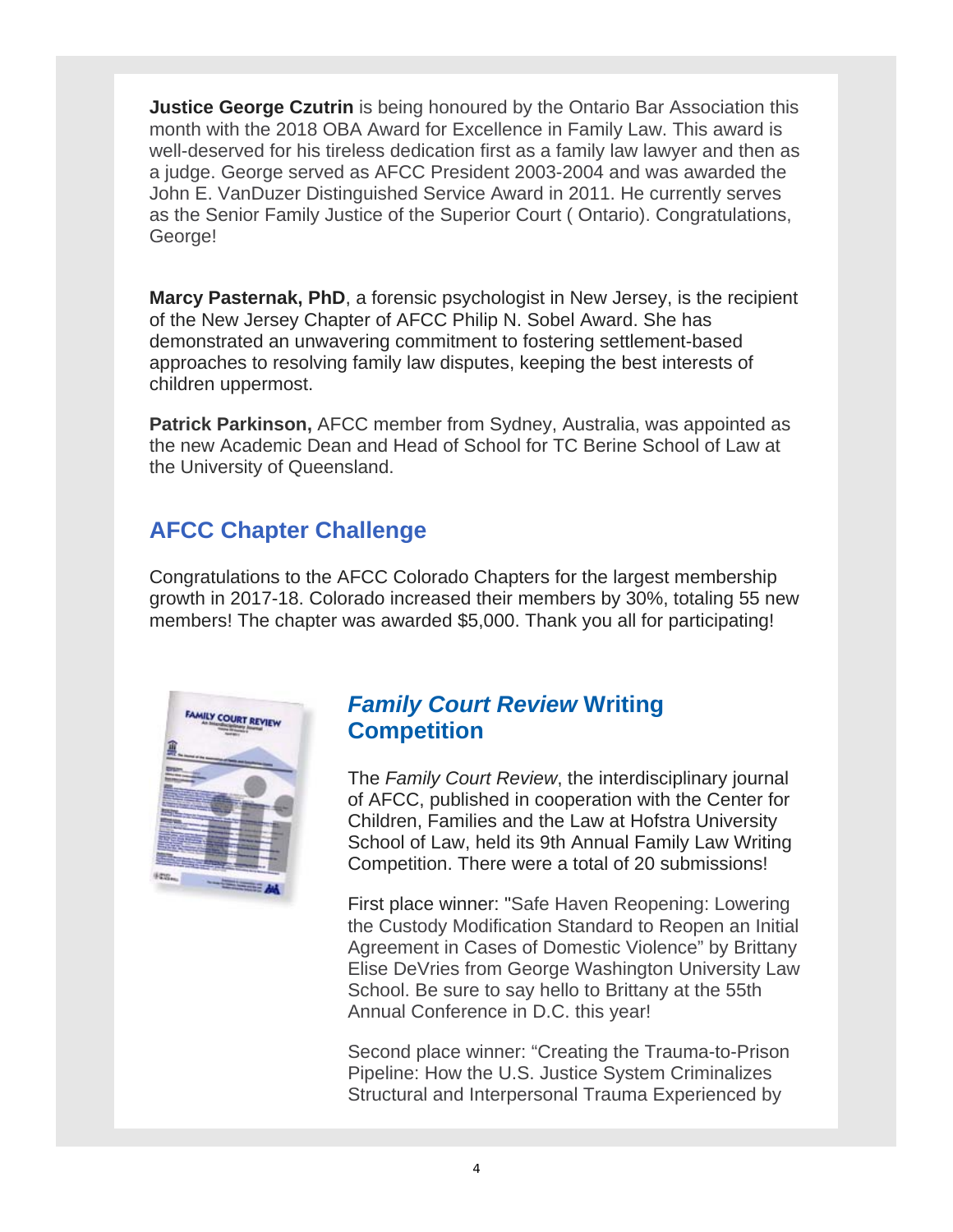**Justice George Czutrin** is being honoured by the Ontario Bar Association this month with the 2018 OBA Award for Excellence in Family Law. This award is well-deserved for his tireless dedication first as a family law lawyer and then as a judge. George served as AFCC President 2003-2004 and was awarded the John E. VanDuzer Distinguished Service Award in 2011. He currently serves as the Senior Family Justice of the Superior Court ( Ontario). Congratulations, George!

**Marcy Pasternak, PhD**, a forensic psychologist in New Jersey, is the recipient of the New Jersey Chapter of AFCC Philip N. Sobel Award. She has demonstrated an unwavering commitment to fostering settlement-based approaches to resolving family law disputes, keeping the best interests of children uppermost.

**Patrick Parkinson,** AFCC member from Sydney, Australia, was appointed as the new Academic Dean and Head of School for TC Berine School of Law at the University of Queensland.

## AFCC Chapter Challenge

Congratulations to the AFCC Colorado Chapters for the largest membership growth in 2017-18. Colorado increased their members by 30%, totaling 55 new members! The chapter was awarded $5,000. Thank you all for participating!

## *Family Court Review* Writing Competition

The *Family Court Review*, the interdisciplinary journal of AFCC, published in cooperation with the Center for Children, Families and the Law at Hofstra University School of Law, held its 9th Annual Family Law Writing Competition. There were a total of 20 submissions!

First place winner: "Safe Haven Reopening: Lowering the Custody Modification Standard to Reopen an Initial Agreement in Cases of Domestic Violence" by Brittany Elise DeVries from George Washington University Law School. Be sure to say hello to Brittany at the 55th Annual Conference in D.C. this year!

Second place winner: "Creating the Trauma-to-Prison Pipeline: How the U.S. Justice System Criminalizes Structural and Interpersonal Trauma Experienced by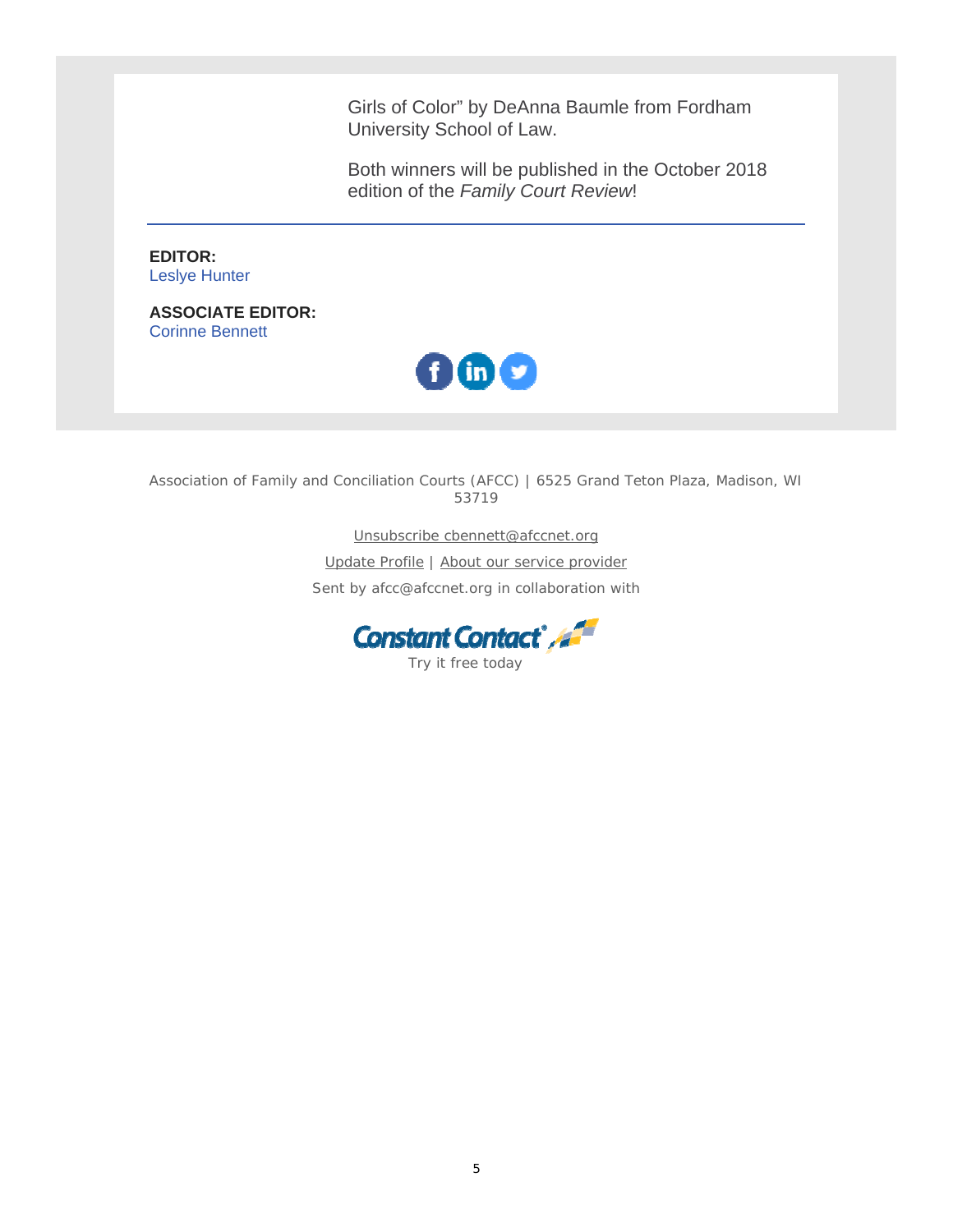Girls of Color" by DeAnna Baumle from Fordham University School of Law.

Both winners will be published in the October 2018 edition of the *Family Court Review*!

---

**EDITOR:**
Leslye Hunter

**ASSOCIATE EDITOR:**
Corinne Bennett

Association of Family and Conciliation Courts (AFCC) | 6525 Grand Teton Plaza, Madison, WI 53719

Unsubscribe cbennett@afccnet.org

Update Profile | About our service provider

Sent by afcc@afccnet.org in collaboration with

Constant Contact

Try it free today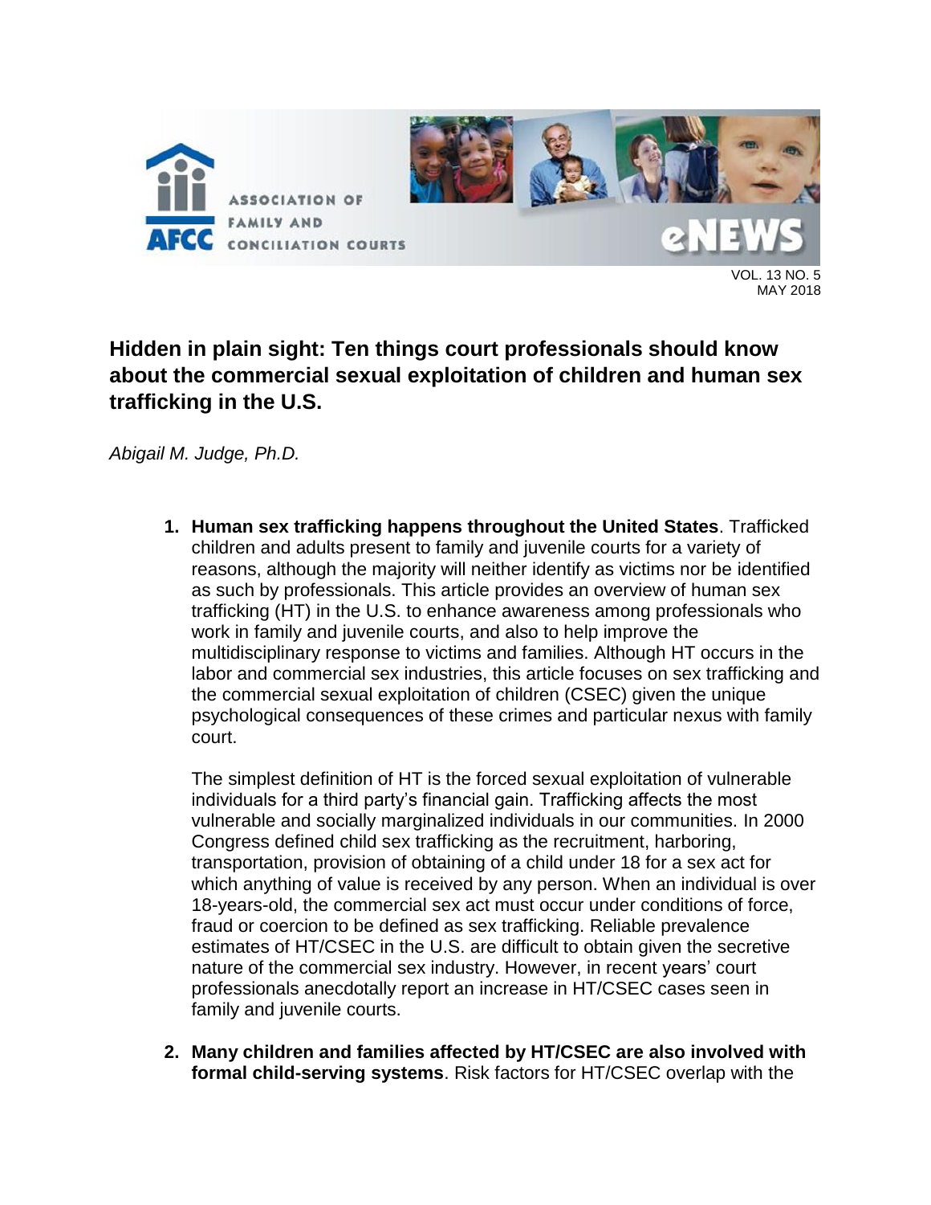ASSOCIATION OF FAMILY AND CONCILIATION COURTS

eNEWS

VOL. 13 NO. 5
MAY 2018

## Hidden in plain sight: Ten things court professionals should know about the commercial sexual exploitation of children and human sex trafficking in the U.S.

*Abigail M. Judge, Ph.D.*

1. **Human sex trafficking happens throughout the United States**. Trafficked children and adults present to family and juvenile courts for a variety of reasons, although the majority will neither identify as victims nor be identified as such by professionals. This article provides an overview of human sex trafficking (HT) in the U.S. to enhance awareness among professionals who work in family and juvenile courts, and also to help improve the multidisciplinary response to victims and families. Although HT occurs in the labor and commercial sex industries, this article focuses on sex trafficking and the commercial sexual exploitation of children (CSEC) given the unique psychological consequences of these crimes and particular nexus with family court.

   The simplest definition of HT is the forced sexual exploitation of vulnerable individuals for a third party's financial gain. Trafficking affects the most vulnerable and socially marginalized individuals in our communities. In 2000 Congress defined child sex trafficking as the recruitment, harboring, transportation, provision of obtaining of a child under 18 for a sex act for which anything of value is received by any person. When an individual is over 18-years-old, the commercial sex act must occur under conditions of force, fraud or coercion to be defined as sex trafficking. Reliable prevalence estimates of HT/CSEC in the U.S. are difficult to obtain given the secretive nature of the commercial sex industry. However, in recent years' court professionals anecdotally report an increase in HT/CSEC cases seen in family and juvenile courts.

2. **Many children and families affected by HT/CSEC are also involved with formal child-serving systems**. Risk factors for HT/CSEC overlap with the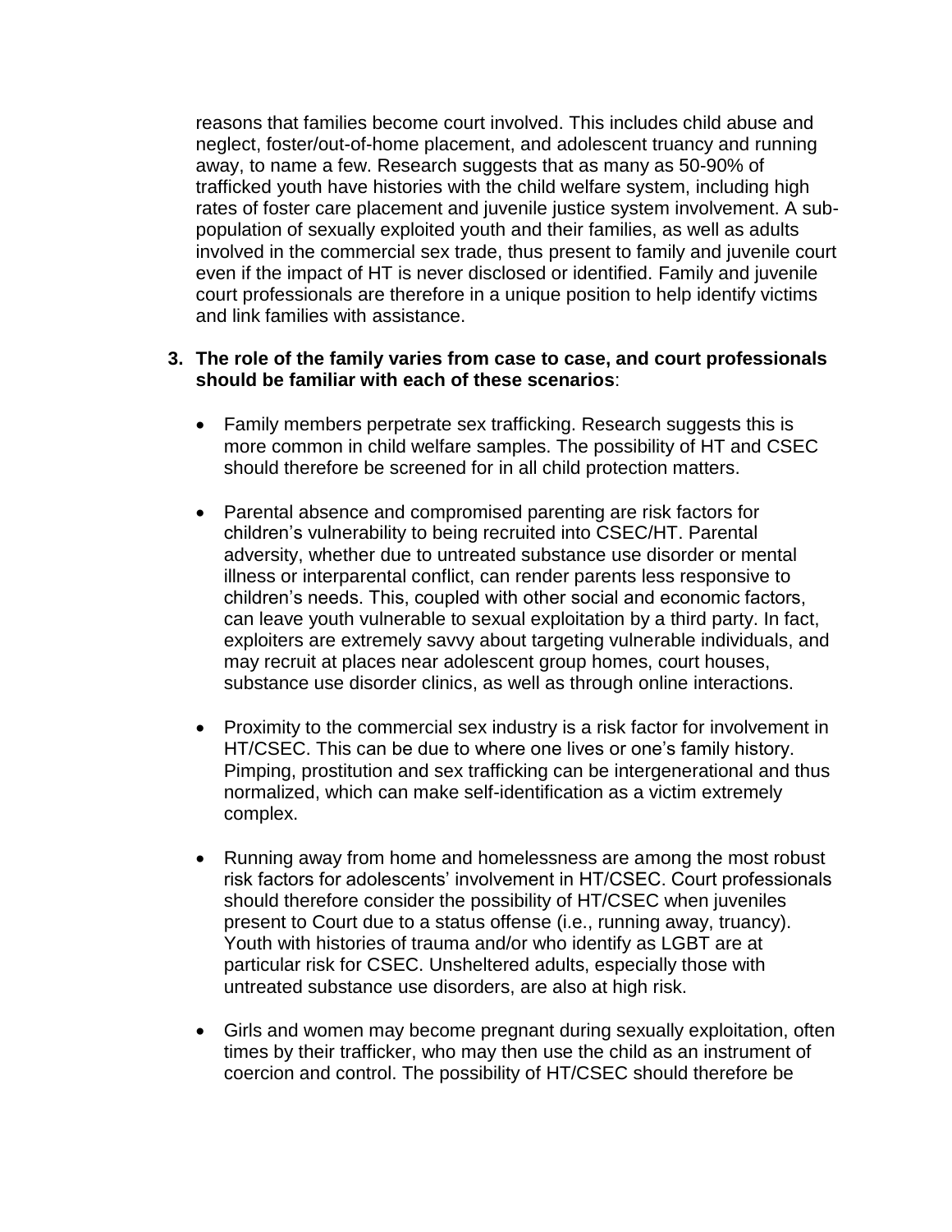reasons that families become court involved. This includes child abuse and neglect, foster/out-of-home placement, and adolescent truancy and running away, to name a few. Research suggests that as many as 50-90% of trafficked youth have histories with the child welfare system, including high rates of foster care placement and juvenile justice system involvement. A sub-population of sexually exploited youth and their families, as well as adults involved in the commercial sex trade, thus present to family and juvenile court even if the impact of HT is never disclosed or identified. Family and juvenile court professionals are therefore in a unique position to help identify victims and link families with assistance.

3. **The role of the family varies from case to case, and court professionals should be familiar with each of these scenarios**:

   - Family members perpetrate sex trafficking. Research suggests this is more common in child welfare samples. The possibility of HT and CSEC should therefore be screened for in all child protection matters.

   - Parental absence and compromised parenting are risk factors for children's vulnerability to being recruited into CSEC/HT. Parental adversity, whether due to untreated substance use disorder or mental illness or interparental conflict, can render parents less responsive to children's needs. This, coupled with other social and economic factors, can leave youth vulnerable to sexual exploitation by a third party. In fact, exploiters are extremely savvy about targeting vulnerable individuals, and may recruit at places near adolescent group homes, court houses, substance use disorder clinics, as well as through online interactions.

   - Proximity to the commercial sex industry is a risk factor for involvement in HT/CSEC. This can be due to where one lives or one's family history. Pimping, prostitution and sex trafficking can be intergenerational and thus normalized, which can make self-identification as a victim extremely complex.

   - Running away from home and homelessness are among the most robust risk factors for adolescents' involvement in HT/CSEC. Court professionals should therefore consider the possibility of HT/CSEC when juveniles present to Court due to a status offense (i.e., running away, truancy). Youth with histories of trauma and/or who identify as LGBT are at particular risk for CSEC. Unsheltered adults, especially those with untreated substance use disorders, are also at high risk.

   - Girls and women may become pregnant during sexually exploitation, often times by their trafficker, who may then use the child as an instrument of coercion and control. The possibility of HT/CSEC should therefore be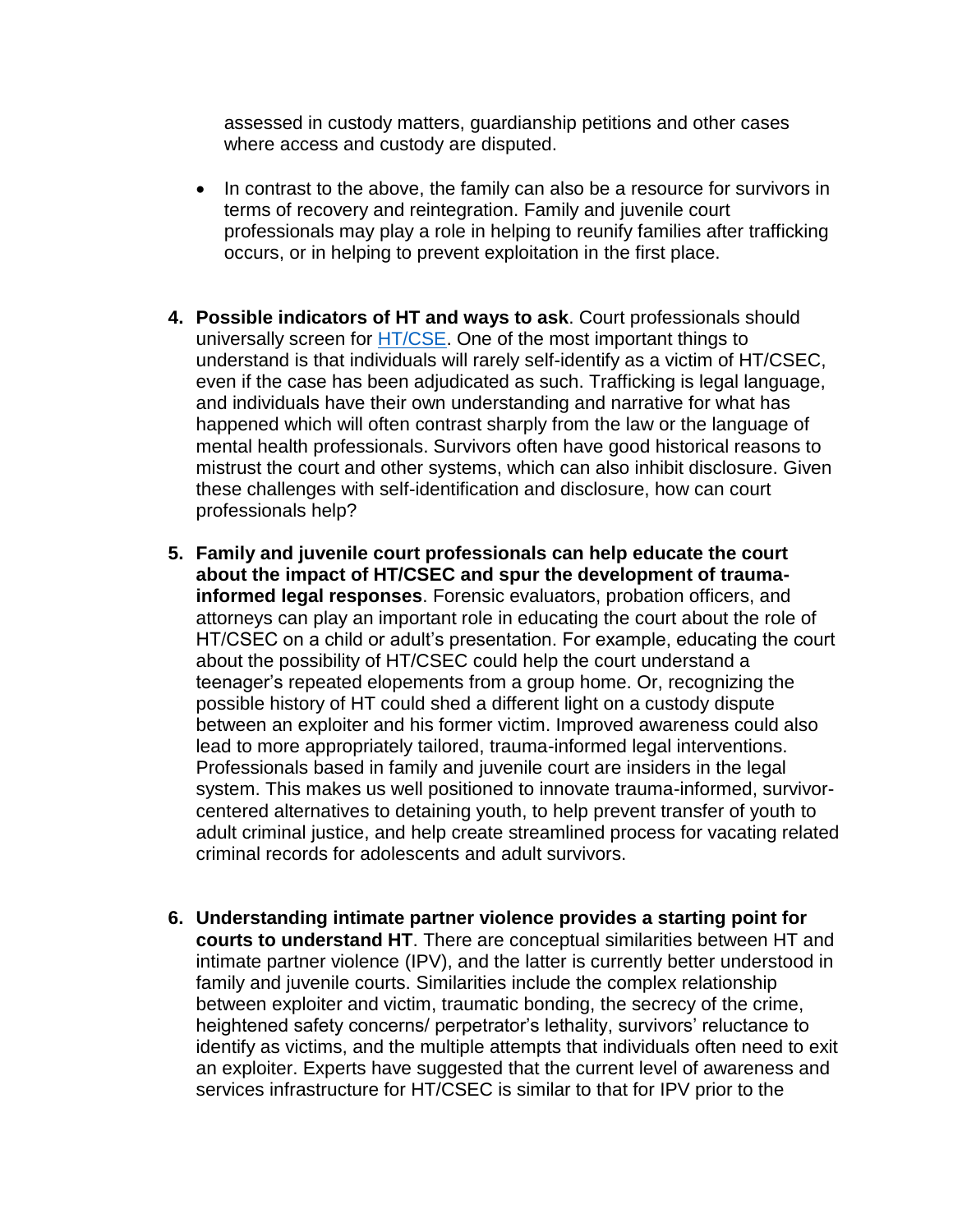assessed in custody matters, guardianship petitions and other cases where access and custody are disputed.

- In contrast to the above, the family can also be a resource for survivors in terms of recovery and reintegration. Family and juvenile court professionals may play a role in helping to reunify families after trafficking occurs, or in helping to prevent exploitation in the first place.

4. **Possible indicators of HT and ways to ask**. Court professionals should universally screen for HT/CSE. One of the most important things to understand is that individuals will rarely self-identify as a victim of HT/CSEC, even if the case has been adjudicated as such. Trafficking is legal language, and individuals have their own understanding and narrative for what has happened which will often contrast sharply from the law or the language of mental health professionals. Survivors often have good historical reasons to mistrust the court and other systems, which can also inhibit disclosure. Given these challenges with self-identification and disclosure, how can court professionals help?

5. **Family and juvenile court professionals can help educate the court about the impact of HT/CSEC and spur the development of trauma-informed legal responses**. Forensic evaluators, probation officers, and attorneys can play an important role in educating the court about the role of HT/CSEC on a child or adult's presentation. For example, educating the court about the possibility of HT/CSEC could help the court understand a teenager's repeated elopements from a group home. Or, recognizing the possible history of HT could shed a different light on a custody dispute between an exploiter and his former victim. Improved awareness could also lead to more appropriately tailored, trauma-informed legal interventions. Professionals based in family and juvenile court are insiders in the legal system. This makes us well positioned to innovate trauma-informed, survivor-centered alternatives to detaining youth, to help prevent transfer of youth to adult criminal justice, and help create streamlined process for vacating related criminal records for adolescents and adult survivors.

6. **Understanding intimate partner violence provides a starting point for courts to understand HT**. There are conceptual similarities between HT and intimate partner violence (IPV), and the latter is currently better understood in family and juvenile courts. Similarities include the complex relationship between exploiter and victim, traumatic bonding, the secrecy of the crime, heightened safety concerns/ perpetrator's lethality, survivors' reluctance to identify as victims, and the multiple attempts that individuals often need to exit an exploiter. Experts have suggested that the current level of awareness and services infrastructure for HT/CSEC is similar to that for IPV prior to the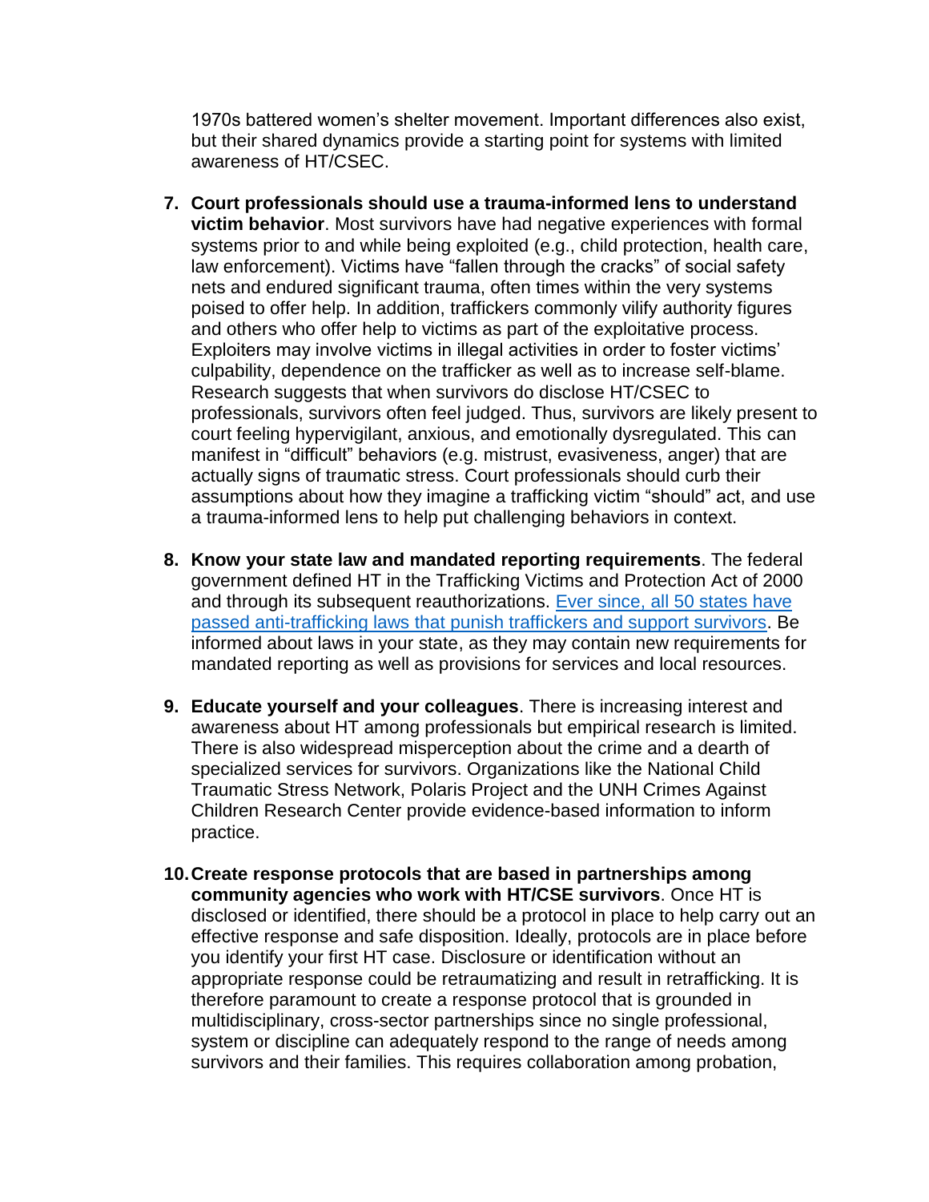1970s battered women's shelter movement. Important differences also exist, but their shared dynamics provide a starting point for systems with limited awareness of HT/CSEC.

7. **Court professionals should use a trauma-informed lens to understand victim behavior**. Most survivors have had negative experiences with formal systems prior to and while being exploited (e.g., child protection, health care, law enforcement). Victims have "fallen through the cracks" of social safety nets and endured significant trauma, often times within the very systems poised to offer help. In addition, traffickers commonly vilify authority figures and others who offer help to victims as part of the exploitative process. Exploiters may involve victims in illegal activities in order to foster victims' culpability, dependence on the trafficker as well as to increase self-blame. Research suggests that when survivors do disclose HT/CSEC to professionals, survivors often feel judged. Thus, survivors are likely present to court feeling hypervigilant, anxious, and emotionally dysregulated. This can manifest in "difficult" behaviors (e.g. mistrust, evasiveness, anger) that are actually signs of traumatic stress. Court professionals should curb their assumptions about how they imagine a trafficking victim "should" act, and use a trauma-informed lens to help put challenging behaviors in context.

8. **Know your state law and mandated reporting requirements**. The federal government defined HT in the Trafficking Victims and Protection Act of 2000 and through its subsequent reauthorizations. Ever since, all 50 states have passed anti-trafficking laws that punish traffickers and support survivors. Be informed about laws in your state, as they may contain new requirements for mandated reporting as well as provisions for services and local resources.

9. **Educate yourself and your colleagues**. There is increasing interest and awareness about HT among professionals but empirical research is limited. There is also widespread misperception about the crime and a dearth of specialized services for survivors. Organizations like the National Child Traumatic Stress Network, Polaris Project and the UNH Crimes Against Children Research Center provide evidence-based information to inform practice.

10. **Create response protocols that are based in partnerships among community agencies who work with HT/CSE survivors**. Once HT is disclosed or identified, there should be a protocol in place to help carry out an effective response and safe disposition. Ideally, protocols are in place before you identify your first HT case. Disclosure or identification without an appropriate response could be retraumatizing and result in retrafficking. It is therefore paramount to create a response protocol that is grounded in multidisciplinary, cross-sector partnerships since no single professional, system or discipline can adequately respond to the range of needs among survivors and their families. This requires collaboration among probation,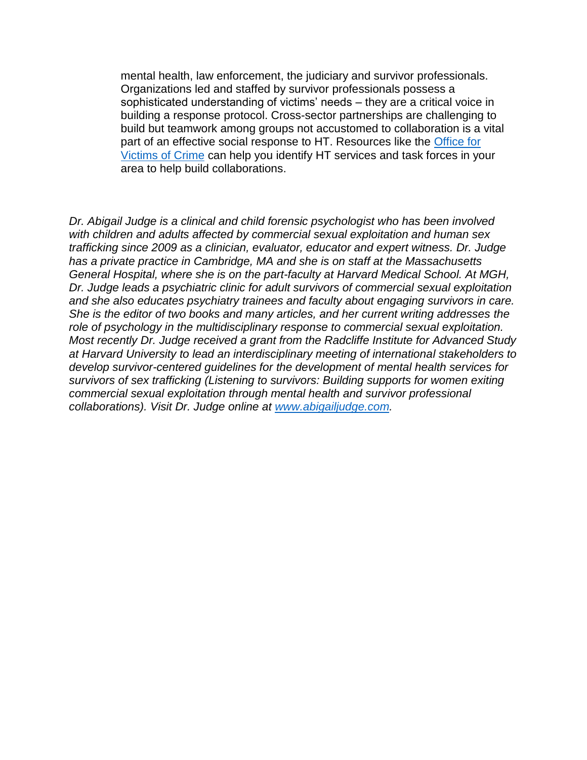mental health, law enforcement, the judiciary and survivor professionals. Organizations led and staffed by survivor professionals possess a sophisticated understanding of victims' needs – they are a critical voice in building a response protocol. Cross-sector partnerships are challenging to build but teamwork among groups not accustomed to collaboration is a vital part of an effective social response to HT. Resources like the Office for Victims of Crime can help you identify HT services and task forces in your area to help build collaborations.

*Dr. Abigail Judge is a clinical and child forensic psychologist who has been involved with children and adults affected by commercial sexual exploitation and human sex trafficking since 2009 as a clinician, evaluator, educator and expert witness. Dr. Judge has a private practice in Cambridge, MA and she is on staff at the Massachusetts General Hospital, where she is on the part-faculty at Harvard Medical School. At MGH, Dr. Judge leads a psychiatric clinic for adult survivors of commercial sexual exploitation and she also educates psychiatry trainees and faculty about engaging survivors in care. She is the editor of two books and many articles, and her current writing addresses the role of psychology in the multidisciplinary response to commercial sexual exploitation. Most recently Dr. Judge received a grant from the Radcliffe Institute for Advanced Study at Harvard University to lead an interdisciplinary meeting of international stakeholders to develop survivor-centered guidelines for the development of mental health services for survivors of sex trafficking (Listening to survivors: Building supports for women exiting commercial sexual exploitation through mental health and survivor professional collaborations). Visit Dr. Judge online at www.abigailjudge.com.*